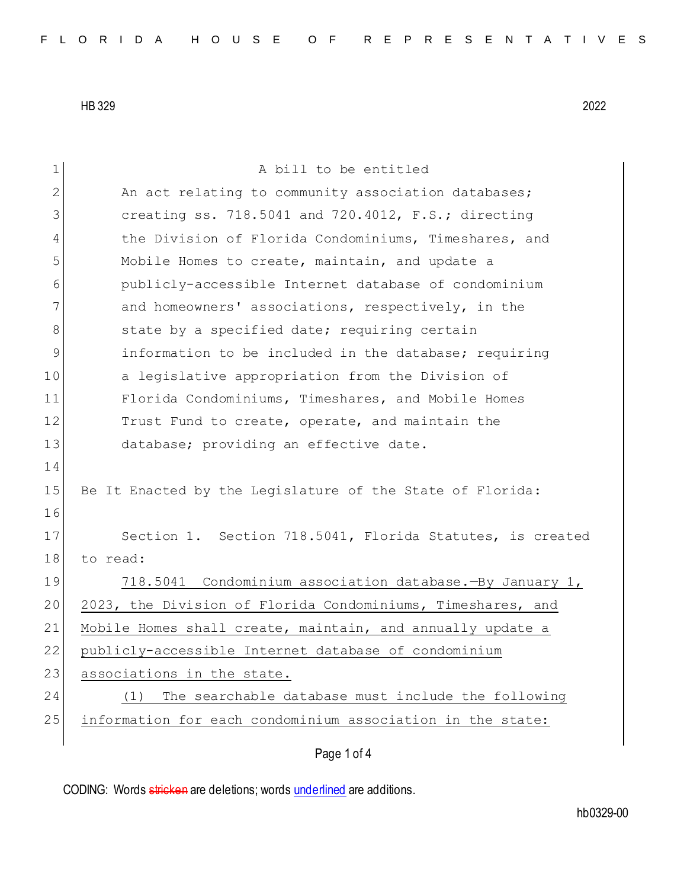A bill to be entitled

An act relating to community association databases; creating ss. 718.5041 and 720.4012, F.S.; directing the Division of Florida Condominiums, Timeshares, and Mobile Homes to create, maintain, and update a publicly-accessible Internet database of condominium and homeowners' associations, respectively, in the state by a specified date; requiring certain information to be included in the database; requiring a legislative appropriation from the Division of Florida Condominiums, Timeshares, and Mobile Homes Trust Fund to create, operate, and maintain the database; providing an effective date.

Be It Enacted by the Legislature of the State of Florida:

Section 1. Section 718.5041, Florida Statutes, is created to read:

718.5041 Condominium association database.—By January 1, 2023, the Division of Florida Condominiums, Timeshares, and Mobile Homes shall create, maintain, and annually update a publicly-accessible Internet database of condominium associations in the state.

(1) The searchable database must include the following information for each condominium association in the state: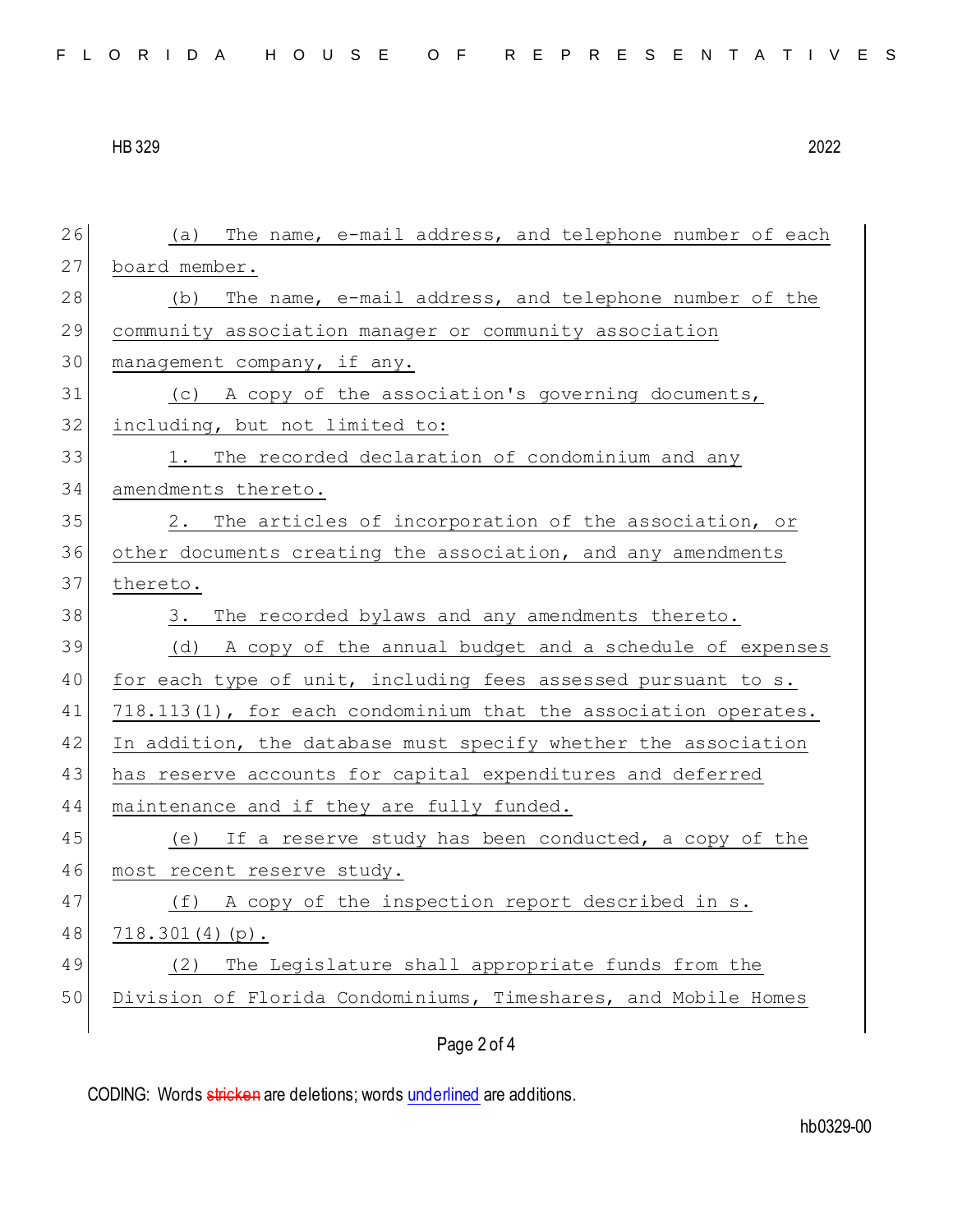(a) The name, e-mail address, and telephone number of each board member.

(b) The name, e-mail address, and telephone number of the community association manager or community association management company, if any.

(c) A copy of the association's governing documents, including, but not limited to:

1. The recorded declaration of condominium and any amendments thereto.

2. The articles of incorporation of the association, or other documents creating the association, and any amendments thereto.

3. The recorded bylaws and any amendments thereto.

(d) A copy of the annual budget and a schedule of expenses for each type of unit, including fees assessed pursuant to s. 718.113(1), for each condominium that the association operates. In addition, the database must specify whether the association has reserve accounts for capital expenditures and deferred maintenance and if they are fully funded.

(e) If a reserve study has been conducted, a copy of the most recent reserve study.

(f) A copy of the inspection report described in s. 718.301(4)(p).

(2) The Legislature shall appropriate funds from the Division of Florida Condominiums, Timeshares, and Mobile Homes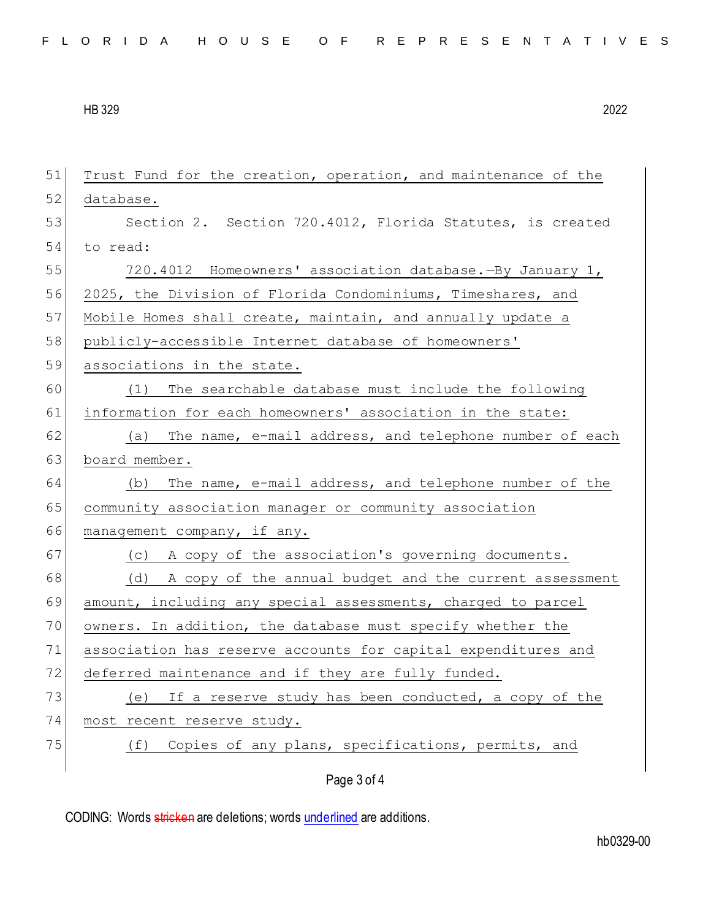Trust Fund for the creation, operation, and maintenance of the database.

Section 2. Section 720.4012, Florida Statutes, is created to read:

720.4012 Homeowners' association database.—By January 1, 2025, the Division of Florida Condominiums, Timeshares, and Mobile Homes shall create, maintain, and annually update a publicly-accessible Internet database of homeowners' associations in the state.

(1) The searchable database must include the following information for each homeowners' association in the state:

(a) The name, e-mail address, and telephone number of each board member.

(b) The name, e-mail address, and telephone number of the community association manager or community association management company, if any.

(c) A copy of the association's governing documents.

(d) A copy of the annual budget and the current assessment amount, including any special assessments, charged to parcel owners. In addition, the database must specify whether the association has reserve accounts for capital expenditures and deferred maintenance and if they are fully funded.

(e) If a reserve study has been conducted, a copy of the most recent reserve study.

(f) Copies of any plans, specifications, permits, and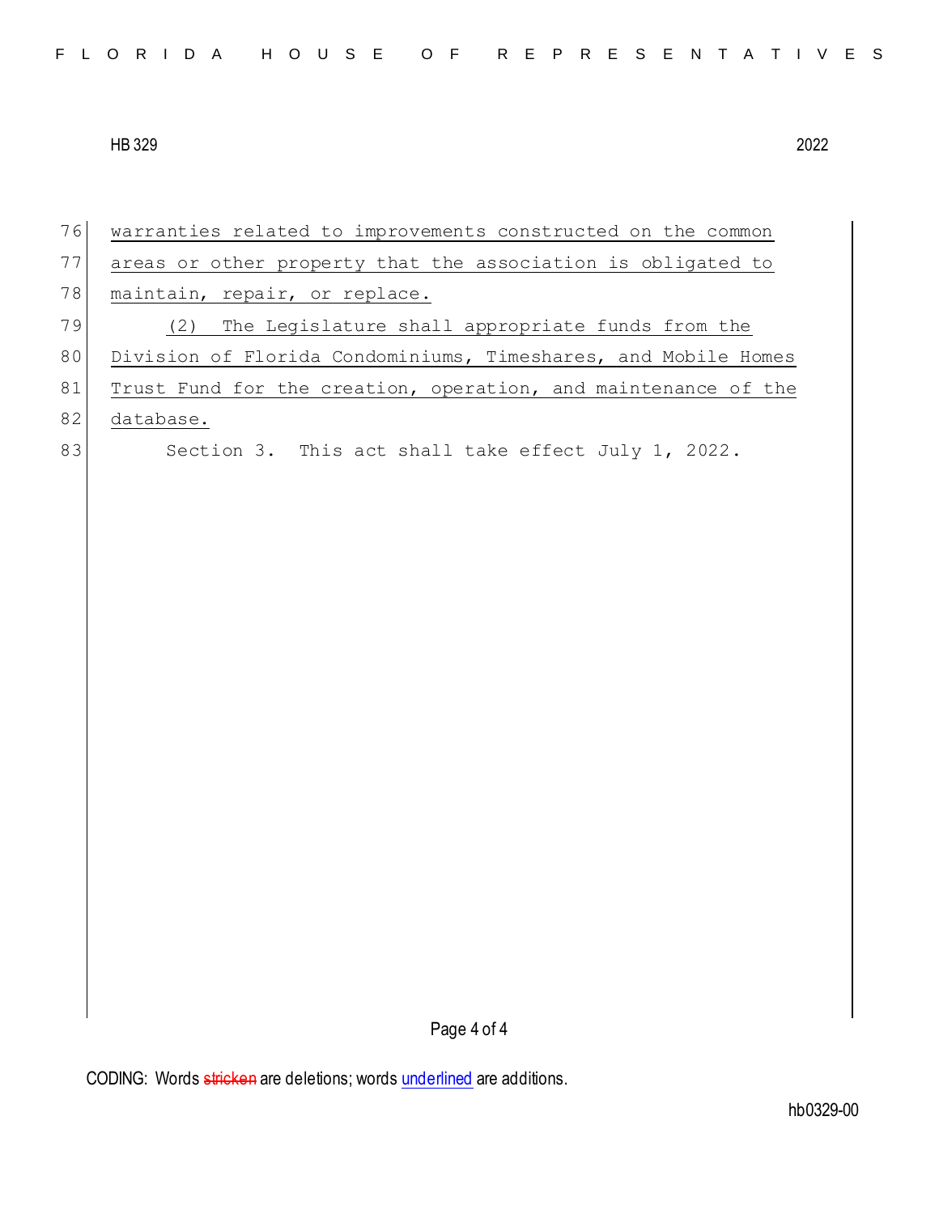warranties related to improvements constructed on the common areas or other property that the association is obligated to maintain, repair, or replace.

(2) The Legislature shall appropriate funds from the Division of Florida Condominiums, Timeshares, and Mobile Homes Trust Fund for the creation, operation, and maintenance of the database.

Section 3. This act shall take effect July 1, 2022.